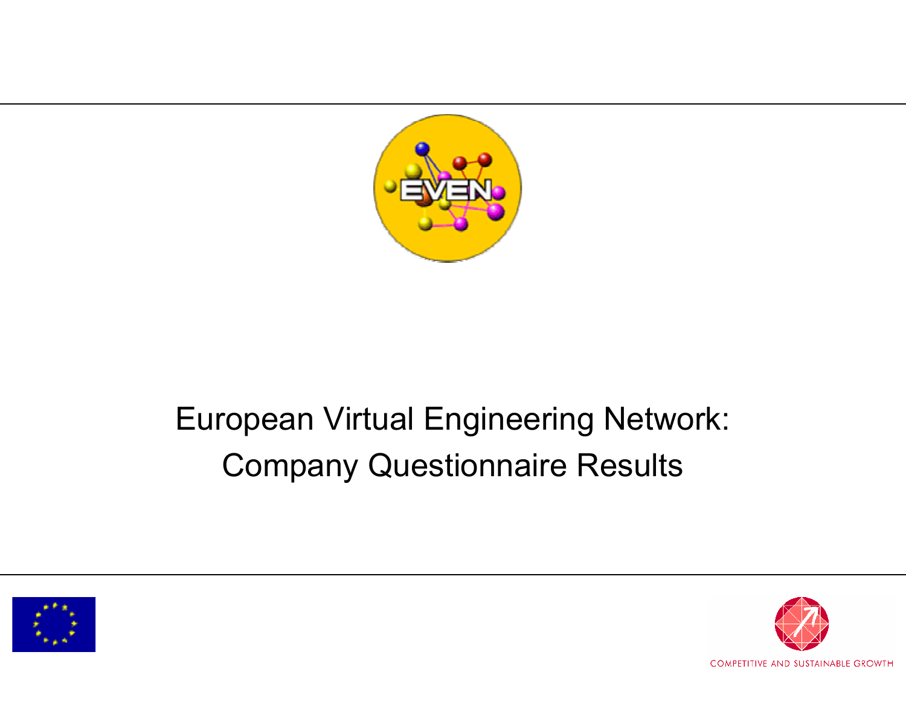# European Virtual Engineering Network: Company Questionnaire Results

COMPETITIVE AND SUSTAINABLE GROWTH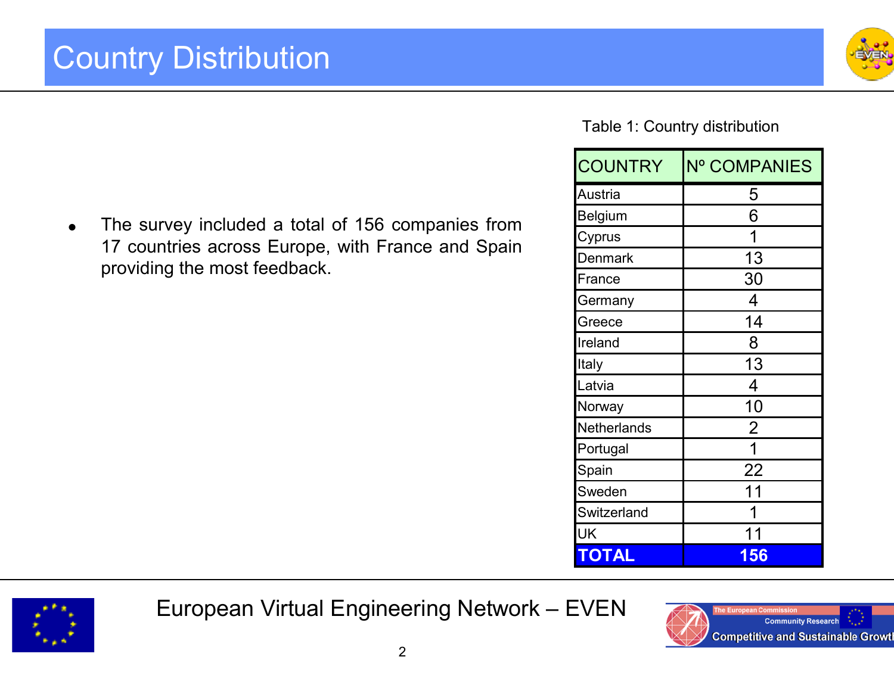# Country Distribution

- The survey included a total of 156 companies from 17 countries across Europe, with France and Spain providing the most feedback.

Table 1: Country distribution

| COUNTRY | Nº COMPANIES |
|---|---|
| Austria | 5 |
| Belgium | 6 |
| Cyprus | 1 |
| Denmark | 13 |
| France | 30 |
| Germany | 4 |
| Greece | 14 |
| Ireland | 8 |
| Italy | 13 |
| Latvia | 4 |
| Norway | 10 |
| Netherlands | 2 |
| Portugal | 1 |
| Spain | 22 |
| Sweden | 11 |
| Switzerland | 1 |
| UK | 11 |
| **TOTAL** | **156** |

European Virtual Engineering Network – EVEN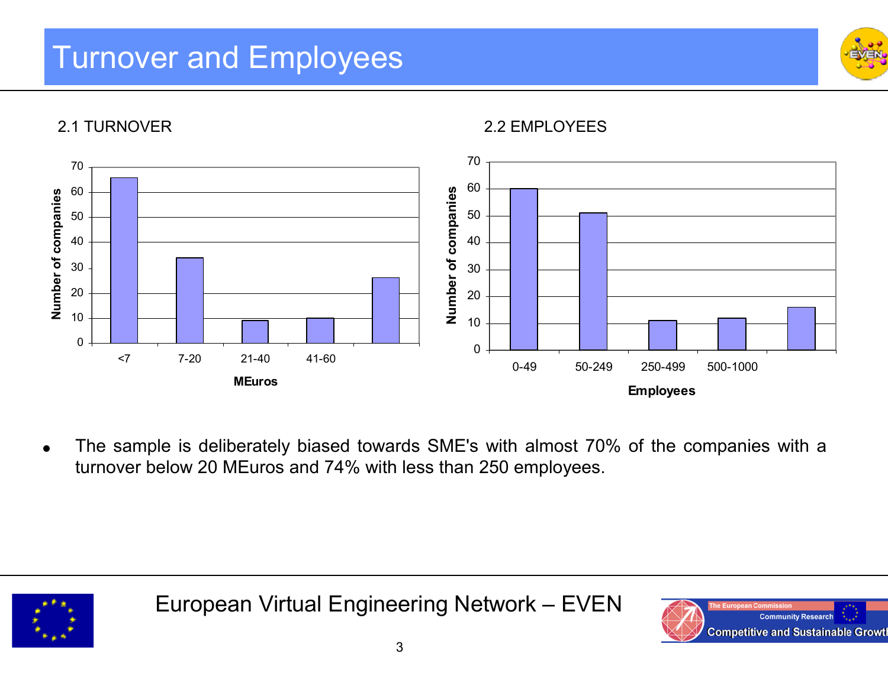# Turnover and Employees

## 2.1 TURNOVER

Number of companies

| MEuros | Number of companies |
|---|---|
| <7 | 66 |
| 7-20 | 34 |
| 21-40 | 9 |
| 41-60 | 10 |
| | 26 |

## 2.2 EMPLOYEES

Number of companies

| Employees | Number of companies |
|---|---|
| 0-49 | 60 |
| 50-249 | 51 |
| 250-499 | 11 |
| 500-1000 | 12 |
| | 16 |

- The sample is deliberately biased towards SME's with almost 70% of the companies with a turnover below 20 MEuros and 74% with less than 250 employees.

European Virtual Engineering Network – EVEN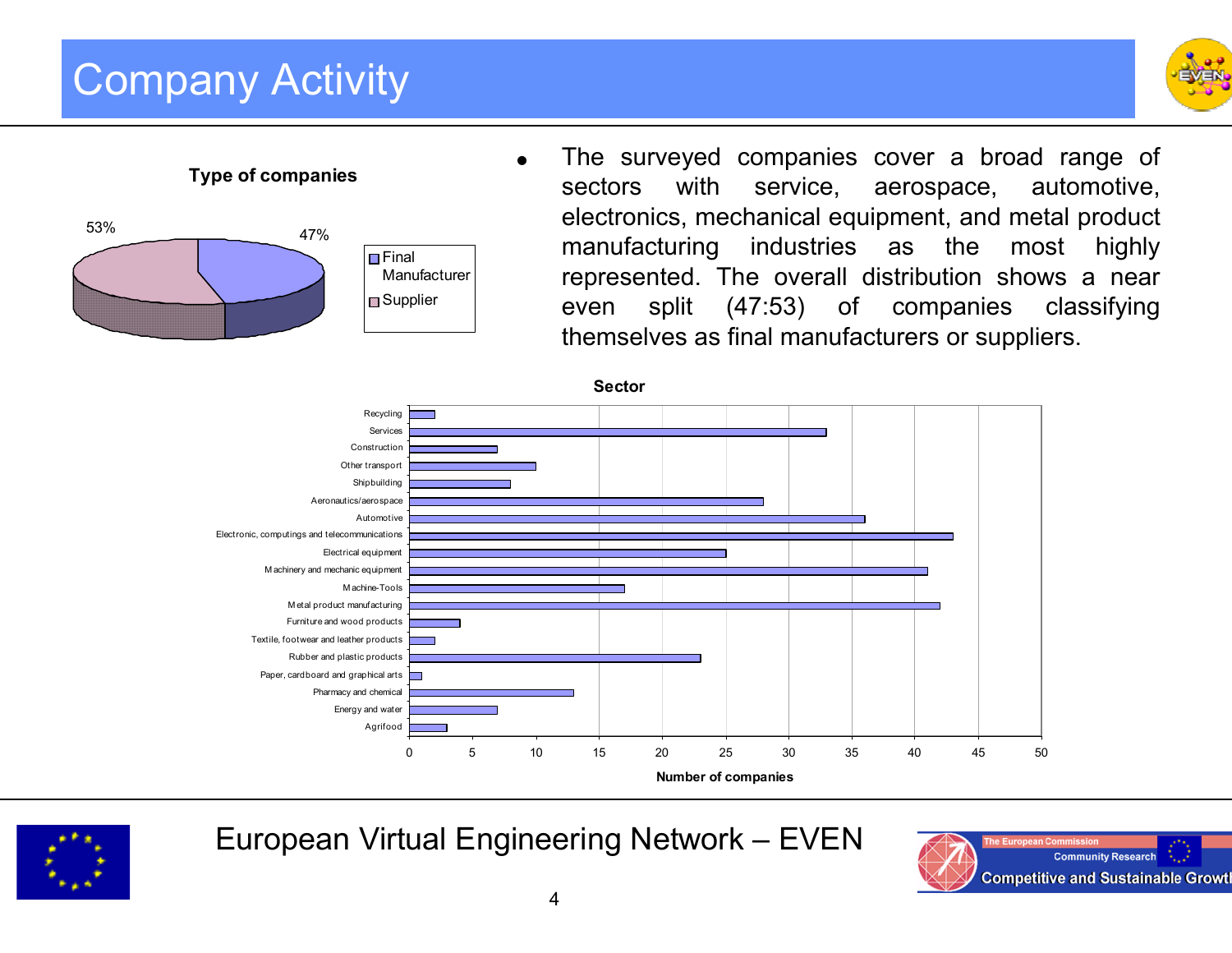# Company Activity

**Type of companies**

| Type | Share |
|---|---|
| Final Manufacturer | 47% |
| Supplier | 53% |

- The surveyed companies cover a broad range of sectors with service, aerospace, automotive, electronics, mechanical equipment, and metal product manufacturing industries as the most highly represented. The overall distribution shows a near even split (47:53) of companies classifying themselves as final manufacturers or suppliers.

**Sector**

| Sector | Number of companies |
|---|---|
| Recycling | 2 |
| Services | 33 |
| Construction | 7 |
| Other transport | 10 |
| Shipbuilding | 8 |
| Aeronautics/aerospace | 28 |
| Automotive | 36 |
| Electronic, computings and telecommunications | 43 |
| Electrical equipment | 25 |
| Machinery and mechanic equipment | 41 |
| Machine-Tools | 17 |
| Metal product manufacturing | 42 |
| Furniture and wood products | 4 |
| Textile, footwear and leather products | 2 |
| Rubber and plastic products | 23 |
| Paper, cardboard and graphical arts | 1 |
| Pharmacy and chemical | 13 |
| Energy and water | 7 |
| Agrifood | 3 |

European Virtual Engineering Network – EVEN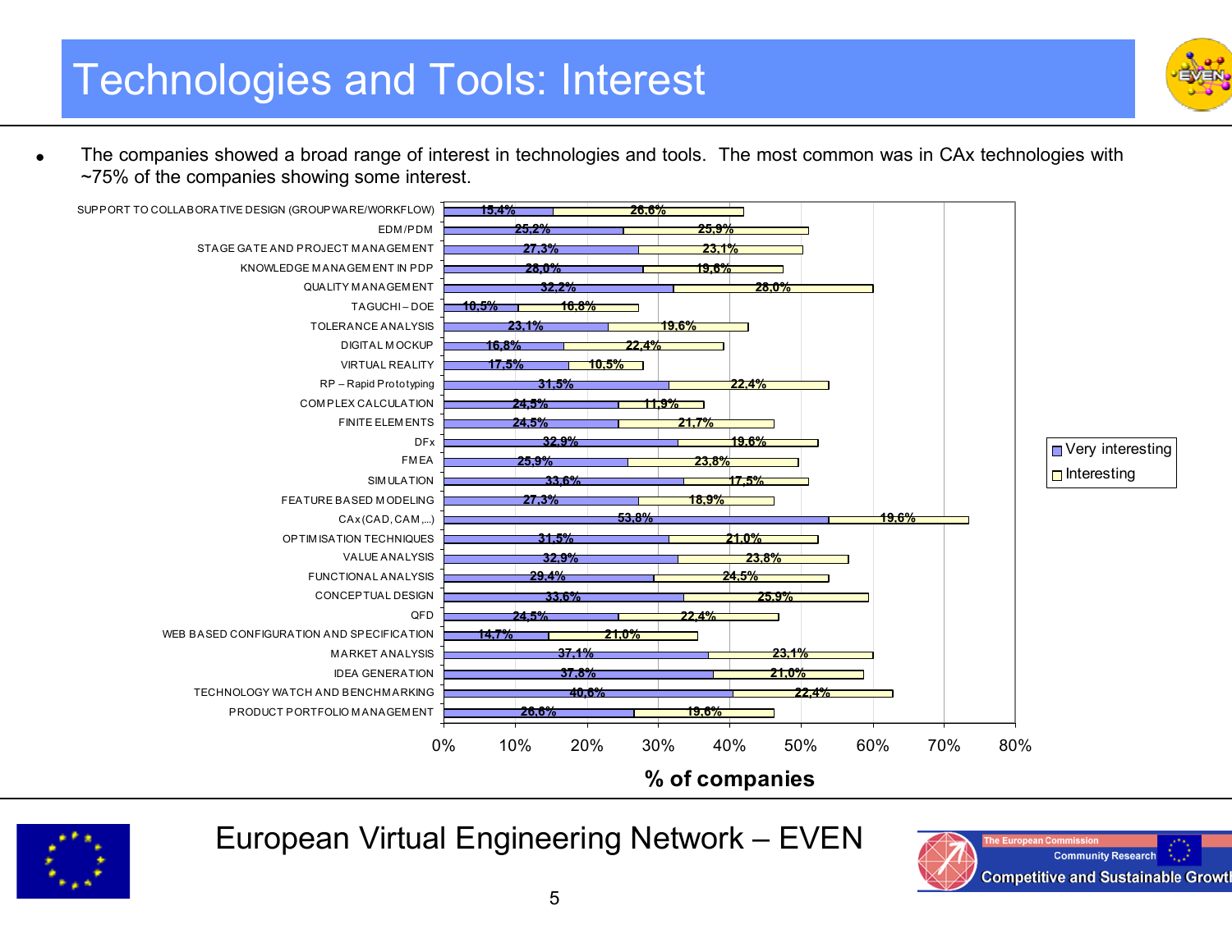# Technologies and Tools: Interest

- The companies showed a broad range of interest in technologies and tools. The most common was in CAx technologies with ~75% of the companies showing some interest.

| Technology / Tool | Very interesting | Interesting |
|---|---|---|
| SUPPORT TO COLLABORATIVE DESIGN (GROUPWARE/WORKFLOW) | 15,4% | 26,6% |
| EDM/PDM | 25,2% | 25,9% |
| STAGE GATE AND PROJECT MANAGEMENT | 27,3% | 23,1% |
| KNOWLEDGE MANAGEMENT IN PDP | 28,0% | 19,6% |
| QUALITY MANAGEMENT | 32,2% | 28,0% |
| TAGUCHI – DOE | 10,5% | 16,8% |
| TOLERANCE ANALYSIS | 23,1% | 19,6% |
| DIGITAL MOCKUP | 16,8% | 22,4% |
| VIRTUAL REALITY | 17,5% | 10,5% |
| RP – Rapid Prototyping | 31,5% | 22,4% |
| COMPLEX CALCULATION | 24,5% | 11,9% |
| FINITE ELEMENTS | 24,5% | 21,7% |
| DFx | 32,9% | 19,6% |
| FMEA | 25,9% | 23,8% |
| SIMULATION | 33,6% | 17,5% |
| FEATURE BASED MODELING | 27,3% | 18,9% |
| CAx (CAD, CAM,...) | 53,8% | 19,6% |
| OPTIMISATION TECHNIQUES | 31,5% | 21,0% |
| VALUE ANALYSIS | 32,9% | 23,8% |
| FUNCTIONAL ANALYSIS | 29,4% | 24,5% |
| CONCEPTUAL DESIGN | 33,6% | 25,9% |
| QFD | 24,5% | 22,4% |
| WEB BASED CONFIGURATION AND SPECIFICATION | 14,7% | 21,0% |
| MARKET ANALYSIS | 37,1% | 23,1% |
| IDEA GENERATION | 37,8% | 21,0% |
| TECHNOLOGY WATCH AND BENCHMARKING | 40,6% | 22,4% |
| PRODUCT PORTFOLIO MANAGEMENT | 26,6% | 19,6% |

% of companies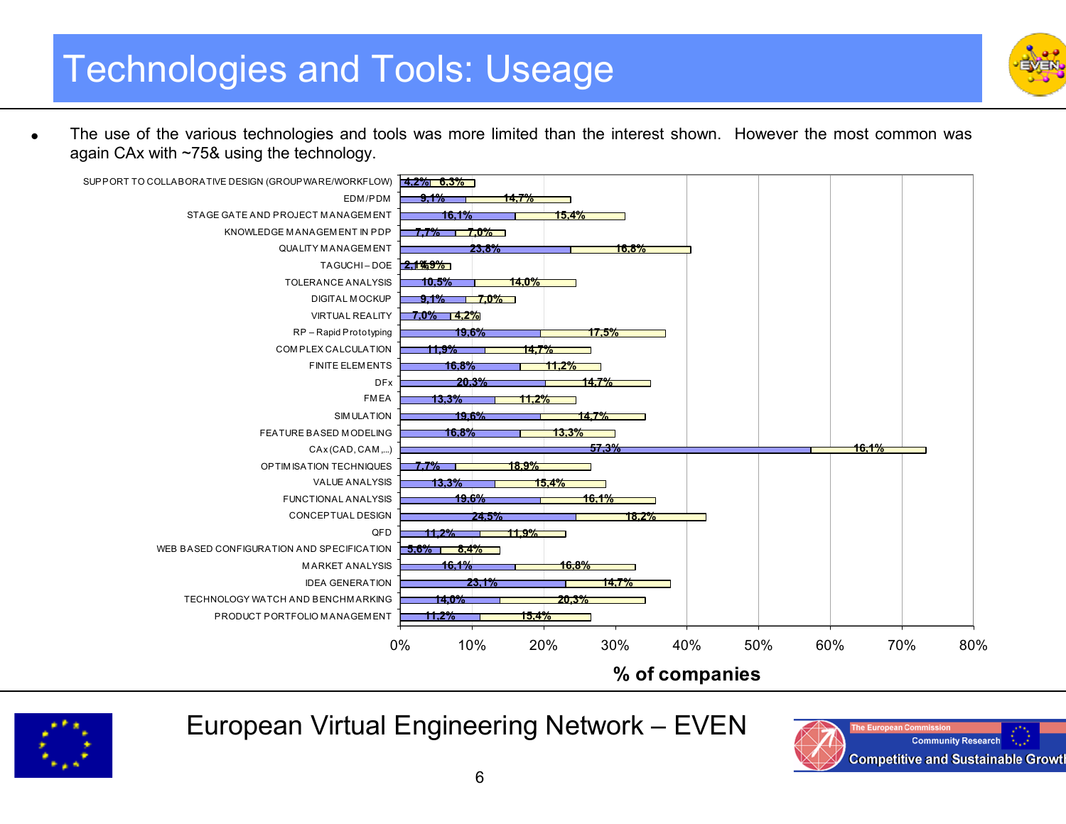# Technologies and Tools: Useage

- The use of the various technologies and tools was more limited than the interest shown. However the most common was again CAx with ~75& using the technology.

| Technology / Tool | Series 1 | Series 2 |
|---|---|---|
| SUPPORT TO COLLABORATIVE DESIGN (GROUPWARE/WORKFLOW) | 4,2% | 6,3% |
| EDM/PDM | 9,1% | 14,7% |
| STAGE GATE AND PROJECT MANAGEMENT | 16,1% | 15,4% |
| KNOWLEDGE MANAGEMENT IN PDP | 7,7% | 7,0% |
| QUALITY MANAGEMENT | 23,8% | 16,8% |
| TAGUCHI – DOE | 2,1% | 4,9% |
| TOLERANCE ANALYSIS | 10,5% | 14,0% |
| DIGITAL MOCKUP | 9,1% | 7,0% |
| VIRTUAL REALITY | 7,0% | 4,2% |
| RP – Rapid Prototyping | 19,6% | 17,5% |
| COMPLEX CALCULATION | 11,9% | 14,7% |
| FINITE ELEMENTS | 16,8% | 11,2% |
| DFx | 20,3% | 14,7% |
| FMEA | 13,3% | 11,2% |
| SIMULATION | 19,6% | 14,7% |
| FEATURE BASED MODELING | 16,8% | 13,3% |
| CAx (CAD, CAM,...) | 57,3% | 16,1% |
| OPTIMISATION TECHNIQUES | 7,7% | 18,9% |
| VALUE ANALYSIS | 13,3% | 15,4% |
| FUNCTIONAL ANALYSIS | 19,6% | 16,1% |
| CONCEPTUAL DESIGN | 24,5% | 18,2% |
| QFD | 11,2% | 11,9% |
| WEB BASED CONFIGURATION AND SPECIFICATION | 5,6% | 8,4% |
| MARKET ANALYSIS | 16,1% | 16,8% |
| IDEA GENERATION | 23,1% | 14,7% |
| TECHNOLOGY WATCH AND BENCHMARKING | 14,0% | 20,3% |
| PRODUCT PORTFOLIO MANAGEMENT | 11,2% | 15,4% |

% of companies

European Virtual Engineering Network – EVEN

The European Commission Community Research
Competitive and Sustainable Growth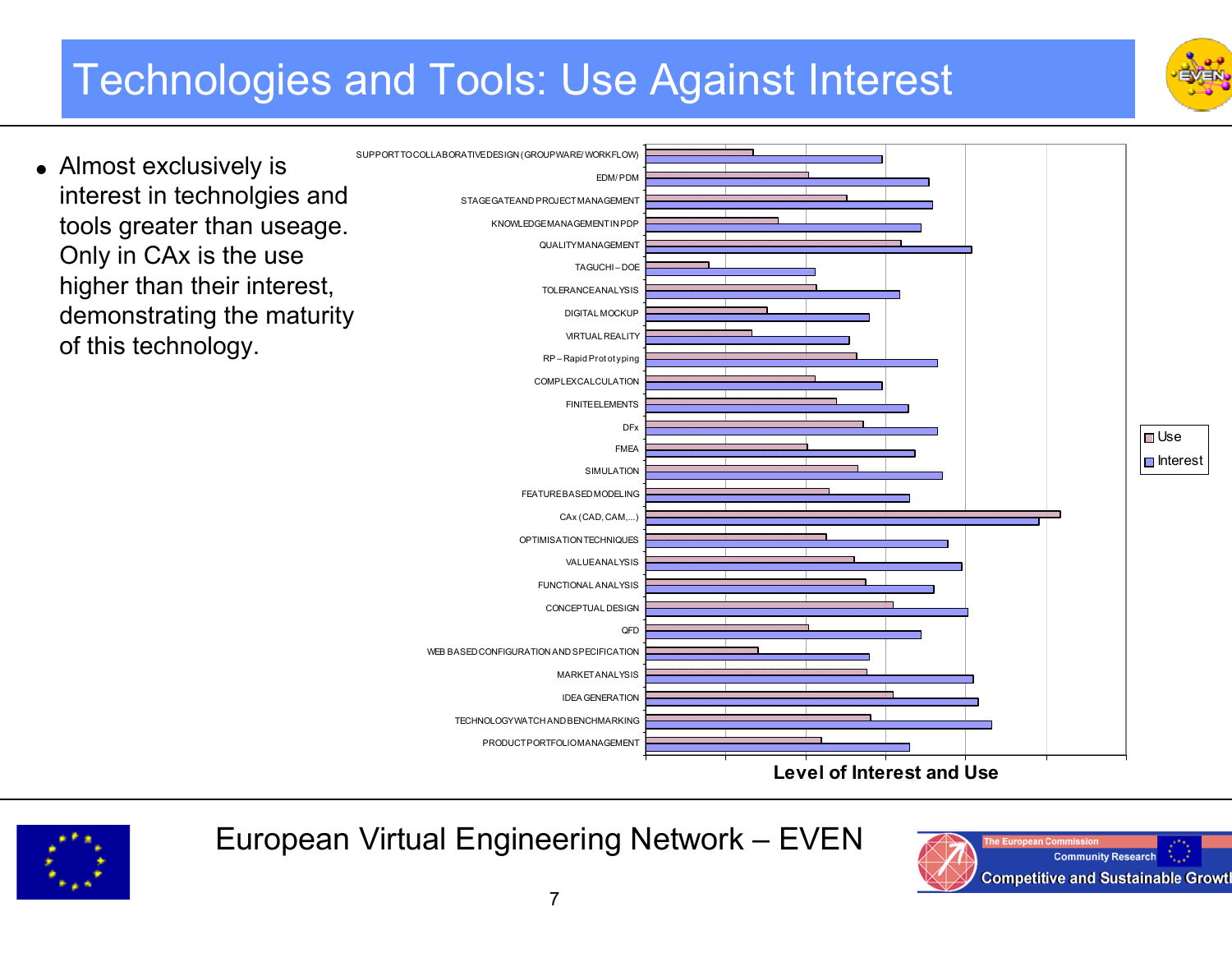# Technologies and Tools: Use Against Interest

- Almost exclusively is interest in technolgies and tools greater than useage. Only in CAx is the use higher than their interest, demonstrating the maturity of this technology.

SUPPORT TO COLLABORATIVE DESIGN (GROUPWARE/ WORKFLOW)
EDM / PDM
STAGE GATE AND PROJECT MANAGEMENT
KNOWLEDGE MANAGEMENT IN PDP
QUALITY MANAGEMENT
TAGUCHI – DOE
TOLERANCE ANALYSIS
DIGITAL MOCKUP
VIRTUAL REALITY
RP – Rapid Prototyping
COMPLEX CALCULATION
FINITE ELEMENTS
DFx
FMEA
SIMULATION
FEATURE BASED MODELING
CAx (CAD, CAM,...)
OPTIMISATION TECHNIQUES
VALUE ANALYSIS
FUNCTIONAL ANALYSIS
CONCEPTUAL DESIGN
QFD
WEB BASED CONFIGURATION AND SPECIFICATION
MARKET ANALYSIS
IDEA GENERATION
TECHNOLOGY WATCH AND BENCHMARKING
PRODUCT PORTFOLIO MANAGEMENT

Use
Interest

Level of Interest and Use

European Virtual Engineering Network – EVEN

The European Commission
Community Research
Competitive and Sustainable Growth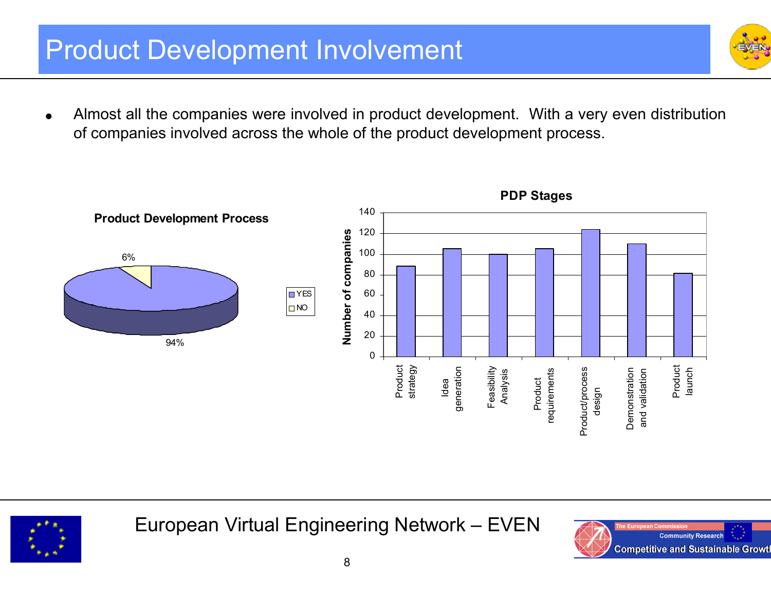# Product Development Involvement

- Almost all the companies were involved in product development. With a very even distribution of companies involved across the whole of the product development process.

**Product Development Process**

6%

94%

YES
NO

**PDP Stages**

Number of companies

140
120
100
80
60
40
20
0

Product strategy
Idea generation
Feasibility Analysis
Product requirements
Product/process design
Demonstration and validation
Product launch

European Virtual Engineering Network – EVEN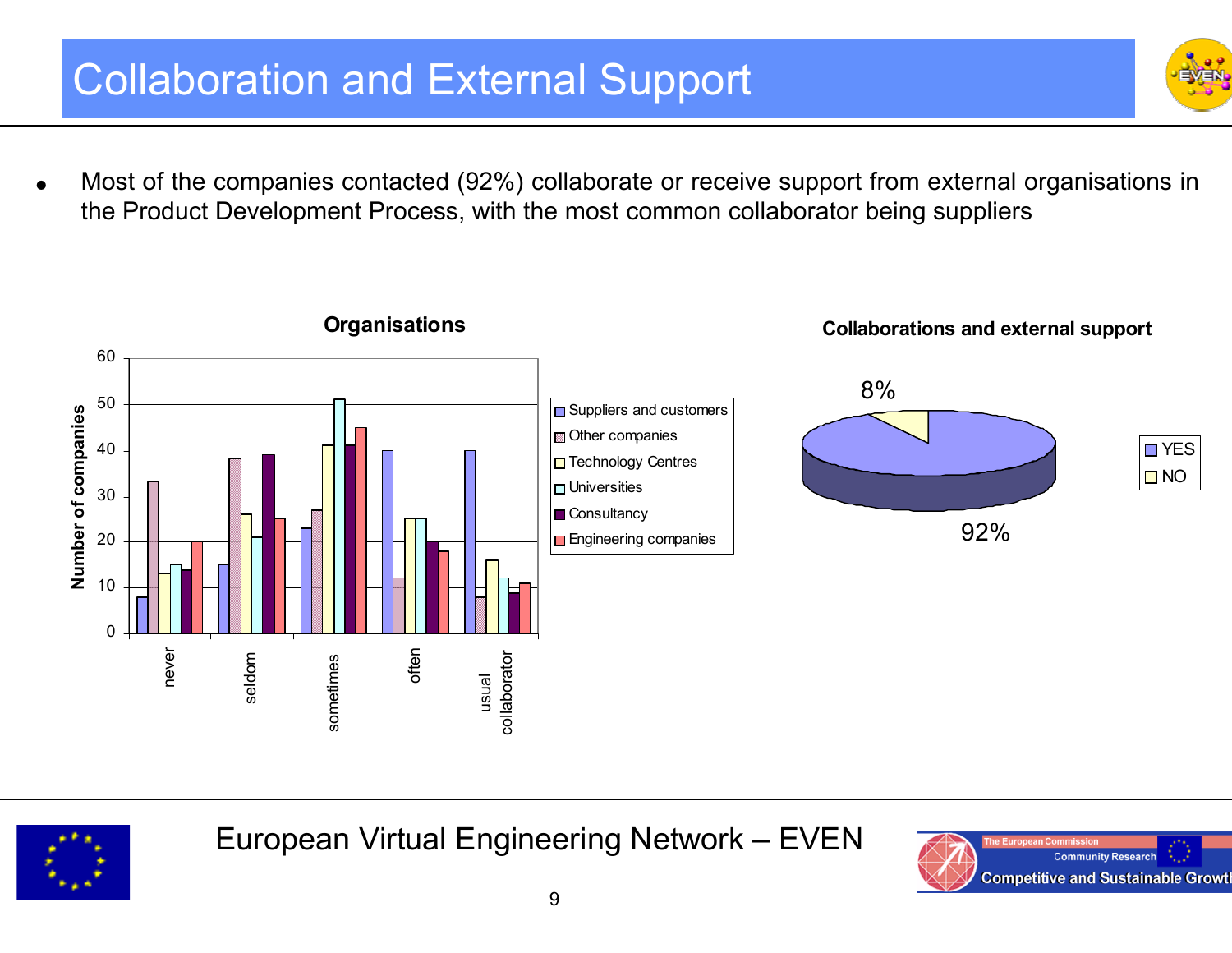# Collaboration and External Support

- Most of the companies contacted (92%) collaborate or receive support from external organisations in the Product Development Process, with the most common collaborator being suppliers

**Organisations**

| | Suppliers and customers | Other companies | Technology Centres | Universities | Consultancy | Engineering companies |
|---|---|---|---|---|---|---|
| never | 8 | 33 | 13 | 15 | 14 | 20 |
| seldom | 15 | 38 | 26 | 21 | 39 | 25 |
| sometimes | 23 | 27 | 41 | 51 | 41 | 45 |
| often | 40 | 12 | 25 | 25 | 20 | 18 |
| usual collaborator | 40 | 8 | 16 | 12 | 9 | 11 |

Number of companies

**Collaborations and external support**

| | |
|---|---|
| YES | 92% |
| NO | 8% |

European Virtual Engineering Network – EVEN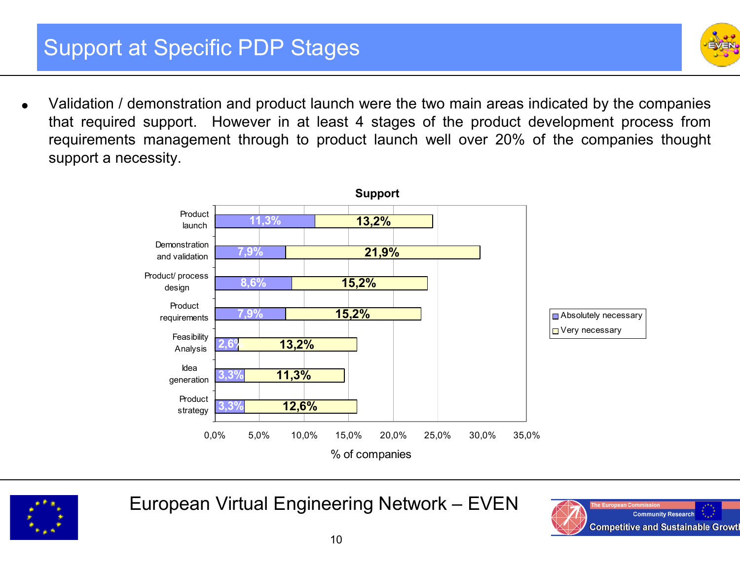# Support at Specific PDP Stages

- Validation / demonstration and product launch were the two main areas indicated by the companies that required support. However in at least 4 stages of the product development process from requirements management through to product launch well over 20% of the companies thought support a necessity.

**Support**

| Stage | Absolutely necessary | Very necessary |
|---|---|---|
| Product launch | 11,3% | 13,2% |
| Demonstration and validation | 7,9% | 21,9% |
| Product/ process design | 8,6% | 15,2% |
| Product requirements | 7,9% | 15,2% |
| Feasibility Analysis | 2,6% | 13,2% |
| Idea generation | 3,3% | 11,3% |
| Product strategy | 3,3% | 12,6% |

% of companies

European Virtual Engineering Network – EVEN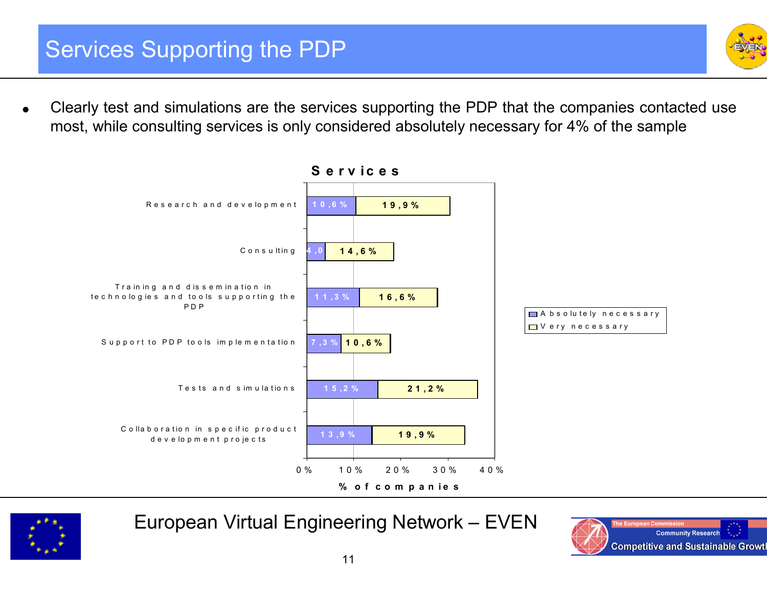# Services Supporting the PDP

- Clearly test and simulations are the services supporting the PDP that the companies contacted use most, while consulting services is only considered absolutely necessary for 4% of the sample

Services

Research and development
10,6%
19,9%

Consulting
4,0%
14,6%

Training and dissemination in technologies and tools supporting the PDP
11,3%
16,6%

Support to PDP tools implementation
7,3%
10,6%

Tests and simulations
15,2%
21,2%

Collaboration in specific product development projects
13,9%
19,9%

0%
10%
20%
30%
40%

% of companies

Absolutely necessary
Very necessary

European Virtual Engineering Network – EVEN

The European Commission
Community Research
Competitive and Sustainable Growth